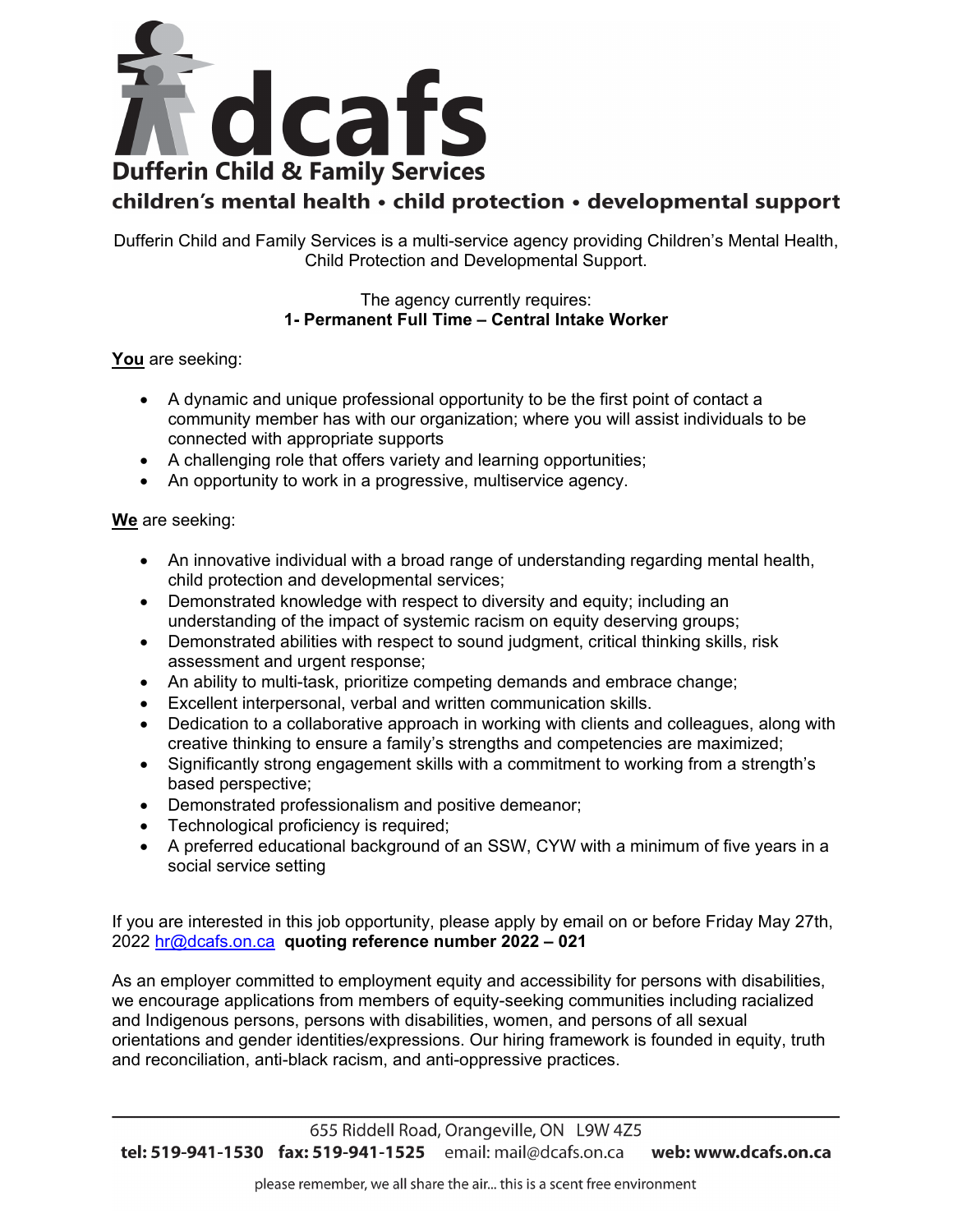# dcafs

## Dufferin Child & Family Services

### children's mental health • child protection • developmental support

Dufferin Child and Family Services is a multi-service agency providing Children's Mental Health, Child Protection and Developmental Support.

The agency currently requires:
**1- Permanent Full Time – Central Intake Worker**

**You** are seeking:

- A dynamic and unique professional opportunity to be the first point of contact a community member has with our organization; where you will assist individuals to be connected with appropriate supports
- A challenging role that offers variety and learning opportunities;
- An opportunity to work in a progressive, multiservice agency.

**We** are seeking:

- An innovative individual with a broad range of understanding regarding mental health, child protection and developmental services;
- Demonstrated knowledge with respect to diversity and equity; including an understanding of the impact of systemic racism on equity deserving groups;
- Demonstrated abilities with respect to sound judgment, critical thinking skills, risk assessment and urgent response;
- An ability to multi-task, prioritize competing demands and embrace change;
- Excellent interpersonal, verbal and written communication skills.
- Dedication to a collaborative approach in working with clients and colleagues, along with creative thinking to ensure a family's strengths and competencies are maximized;
- Significantly strong engagement skills with a commitment to working from a strength's based perspective;
- Demonstrated professionalism and positive demeanor;
- Technological proficiency is required;
- A preferred educational background of an SSW, CYW with a minimum of five years in a social service setting

If you are interested in this job opportunity, please apply by email on or before Friday May 27th, 2022 hr@dcafs.on.ca **quoting reference number 2022 – 021**

As an employer committed to employment equity and accessibility for persons with disabilities, we encourage applications from members of equity-seeking communities including racialized and Indigenous persons, persons with disabilities, women, and persons of all sexual orientations and gender identities/expressions. Our hiring framework is founded in equity, truth and reconciliation, anti-black racism, and anti-oppressive practices.

655 Riddell Road, Orangeville, ON L9W 4Z5
**tel: 519-941-1530** **fax: 519-941-1525** email: mail@dcafs.on.ca **web: www.dcafs.on.ca**

please remember, we all share the air... this is a scent free environment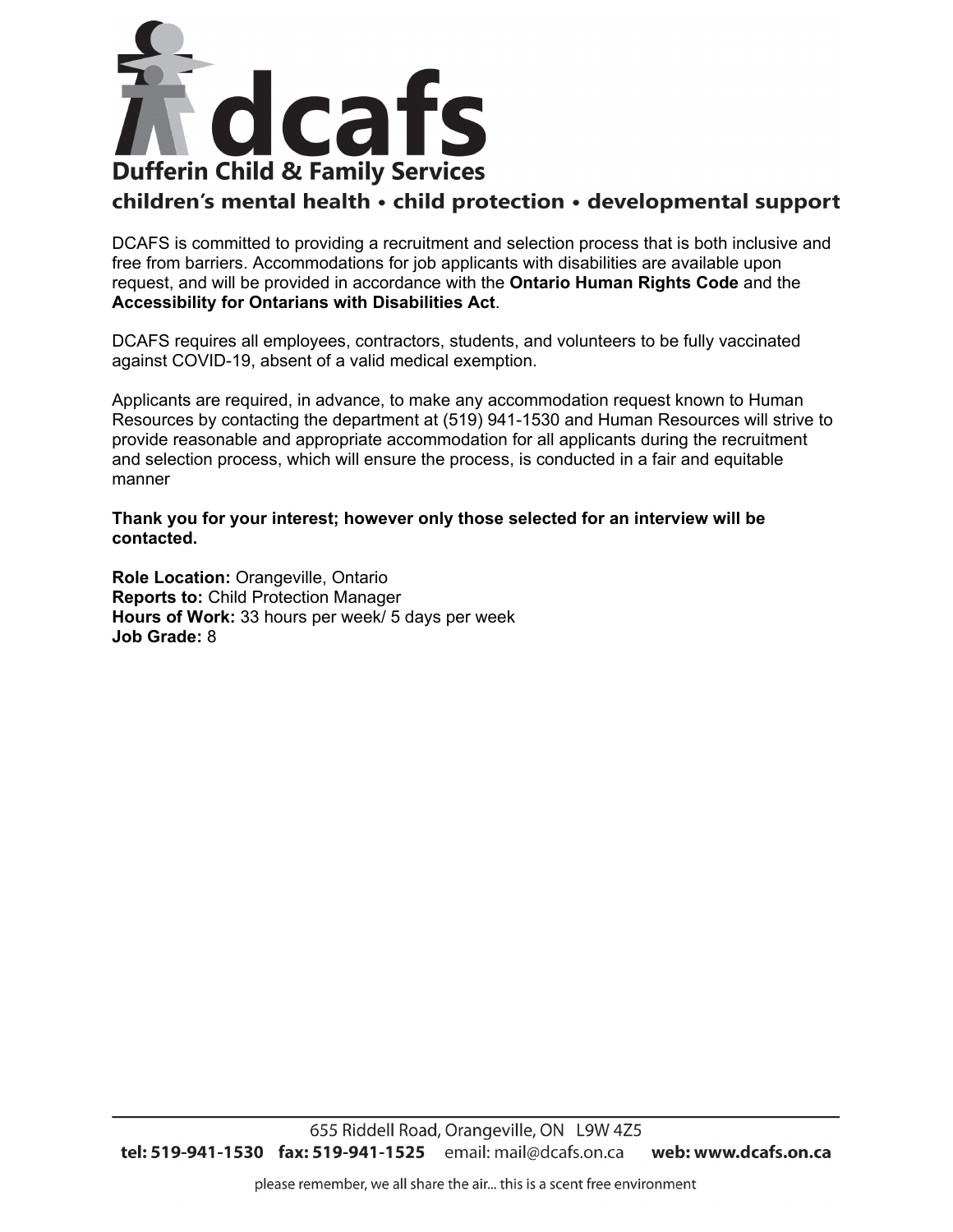# dcafs

**Dufferin Child & Family Services**

**children's mental health • child protection • developmental support**

DCAFS is committed to providing a recruitment and selection process that is both inclusive and free from barriers. Accommodations for job applicants with disabilities are available upon request, and will be provided in accordance with the **Ontario Human Rights Code** and the **Accessibility for Ontarians with Disabilities Act**.

DCAFS requires all employees, contractors, students, and volunteers to be fully vaccinated against COVID-19, absent of a valid medical exemption.

Applicants are required, in advance, to make any accommodation request known to Human Resources by contacting the department at (519) 941-1530 and Human Resources will strive to provide reasonable and appropriate accommodation for all applicants during the recruitment and selection process, which will ensure the process, is conducted in a fair and equitable manner

**Thank you for your interest; however only those selected for an interview will be contacted.**

**Role Location:** Orangeville, Ontario
**Reports to:** Child Protection Manager
**Hours of Work:** 33 hours per week/ 5 days per week
**Job Grade:** 8

655 Riddell Road, Orangeville, ON L9W 4Z5
**tel: 519-941-1530 fax: 519-941-1525** email: mail@dcafs.on.ca **web: www.dcafs.on.ca**

please remember, we all share the air... this is a scent free environment